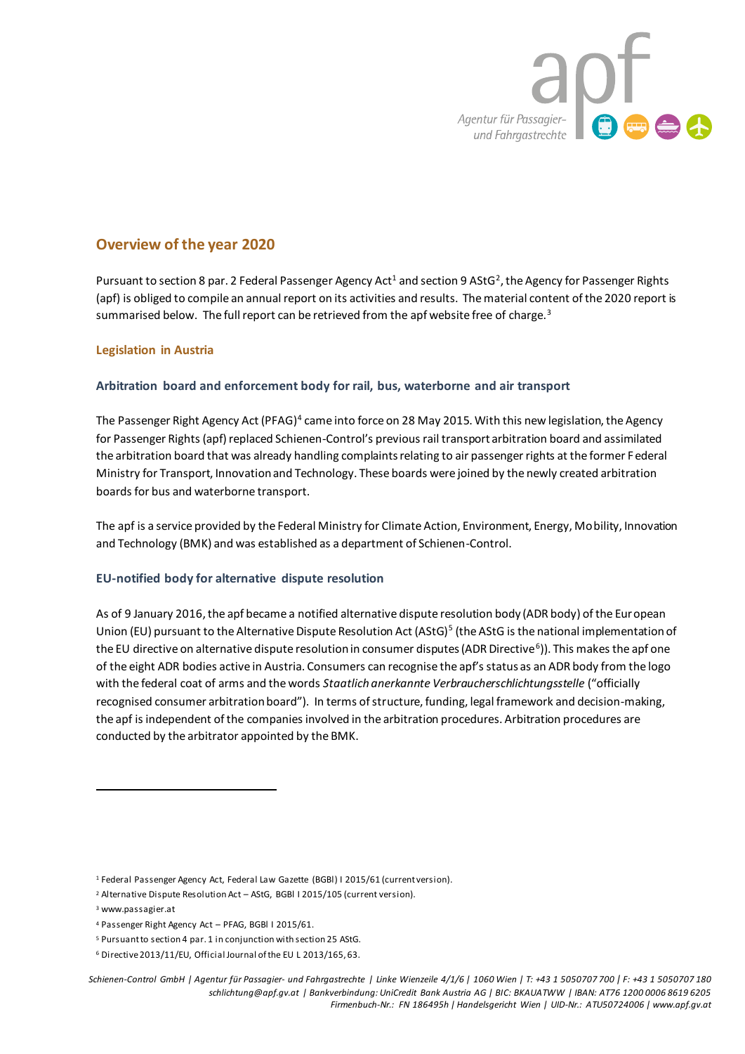## Overview of the year 2020

Pursuant to section 8 par. 2 Federal Passenger Agency Act[1] and section 9 AStG[2], the Agency for Passenger Rights (apf) is obliged to compile an annual report on its activities and results. The material content of the 2020 report is summarised below. The full report can be retrieved from the apf website free of charge.[3]

### Legislation in Austria

#### Arbitration board and enforcement body for rail, bus, waterborne and air transport

The Passenger Right Agency Act (PFAG)[4] came into force on 28 May 2015. With this new legislation, the Agency for Passenger Rights (apf) replaced Schienen-Control's previous rail transport arbitration board and assimilated the arbitration board that was already handling complaints relating to air passenger rights at the former Federal Ministry for Transport, Innovation and Technology. These boards were joined by the newly created arbitration boards for bus and waterborne transport.

The apf is a service provided by the Federal Ministry for Climate Action, Environment, Energy, Mobility, Innovation and Technology (BMK) and was established as a department of Schienen-Control.

#### EU-notified body for alternative dispute resolution

As of 9 January 2016, the apf became a notified alternative dispute resolution body (ADR body) of the European Union (EU) pursuant to the Alternative Dispute Resolution Act (AStG)[5] (the AStG is the national implementation of the EU directive on alternative dispute resolution in consumer disputes (ADR Directive[6])). This makes the apf one of the eight ADR bodies active in Austria. Consumers can recognise the apf's status as an ADR body from the logo with the federal coat of arms and the words *Staatlich anerkannte Verbraucherschlichtungsstelle* ("officially recognised consumer arbitration board"). In terms of structure, funding, legal framework and decision-making, the apf is independent of the companies involved in the arbitration procedures. Arbitration procedures are conducted by the arbitrator appointed by the BMK.

---

[1] Federal Passenger Agency Act, Federal Law Gazette (BGBl) I 2015/61 (current version).

[2] Alternative Dispute Resolution Act – AStG, BGBl I 2015/105 (current version).

[3] www.passagier.at

[4] Passenger Right Agency Act – PFAG, BGBl I 2015/61.

[5] Pursuant to section 4 par. 1 in conjunction with section 25 AStG.

[6] Directive 2013/11/EU, Official Journal of the EU L 2013/165, 63.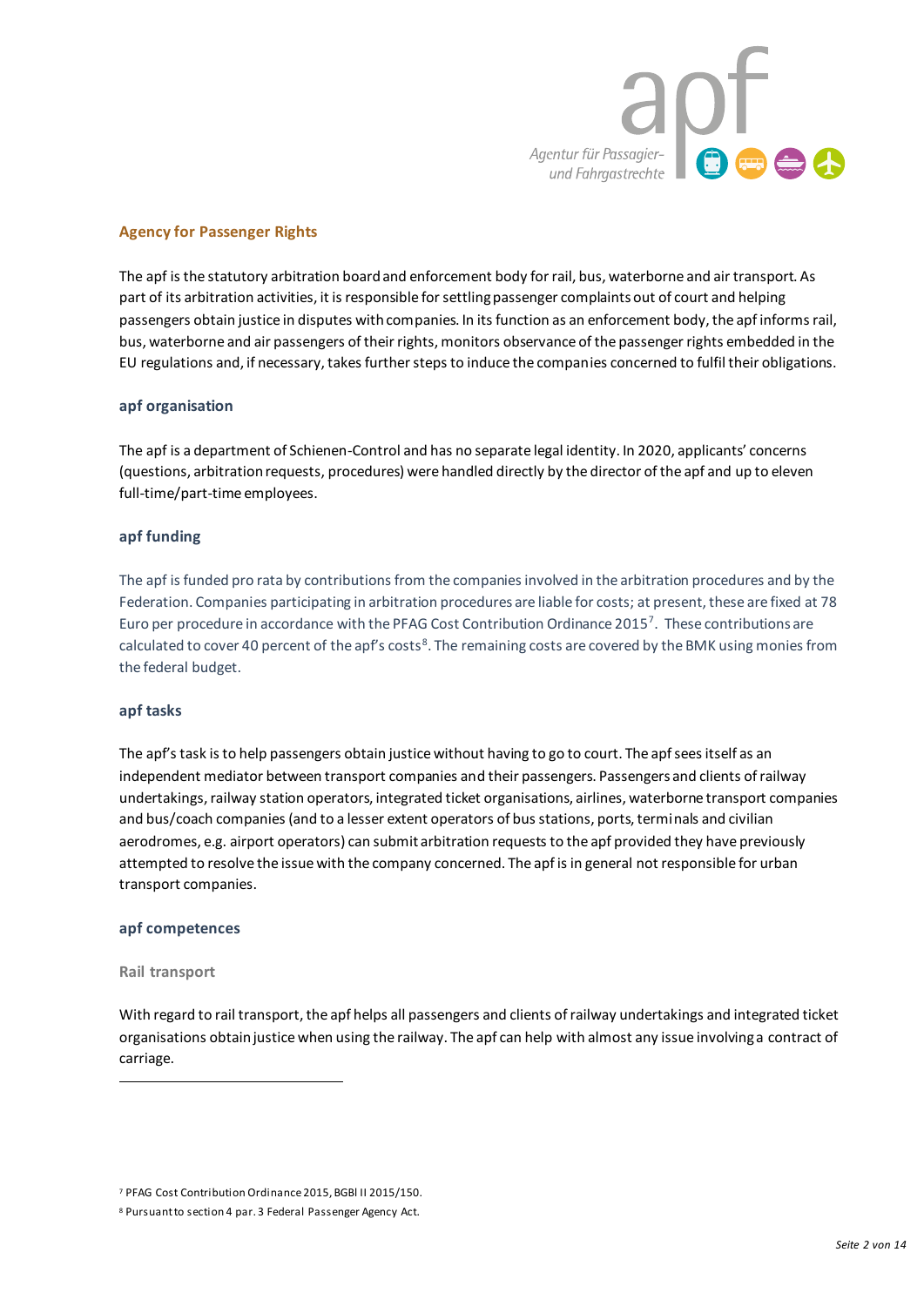## Agency for Passenger Rights

The apf is the statutory arbitration board and enforcement body for rail, bus, waterborne and air transport. As part of its arbitration activities, it is responsible for settling passenger complaints out of court and helping passengers obtain justice in disputes with companies. In its function as an enforcement body, the apf informs rail, bus, waterborne and air passengers of their rights, monitors observance of the passenger rights embedded in the EU regulations and, if necessary, takes further steps to induce the companies concerned to fulfil their obligations.

### apf organisation

The apf is a department of Schienen-Control and has no separate legal identity. In 2020, applicants' concerns (questions, arbitration requests, procedures) were handled directly by the director of the apf and up to eleven full-time/part-time employees.

### apf funding

The apf is funded pro rata by contributions from the companies involved in the arbitration procedures and by the Federation. Companies participating in arbitration procedures are liable for costs; at present, these are fixed at 78 Euro per procedure in accordance with the PFAG Cost Contribution Ordinance 2015[7]. These contributions are calculated to cover 40 percent of the apf's costs[8]. The remaining costs are covered by the BMK using monies from the federal budget.

### apf tasks

The apf's task is to help passengers obtain justice without having to go to court. The apf sees itself as an independent mediator between transport companies and their passengers. Passengers and clients of railway undertakings, railway station operators, integrated ticket organisations, airlines, waterborne transport companies and bus/coach companies (and to a lesser extent operators of bus stations, ports, terminals and civilian aerodromes, e.g. airport operators) can submit arbitration requests to the apf provided they have previously attempted to resolve the issue with the company concerned. The apf is in general not responsible for urban transport companies.

### apf competences

#### Rail transport

With regard to rail transport, the apf helps all passengers and clients of railway undertakings and integrated ticket organisations obtain justice when using the railway. The apf can help with almost any issue involving a contract of carriage.

---

[7] PFAG Cost Contribution Ordinance 2015, BGBl II 2015/150.

[8] Pursuant to section 4 par. 3 Federal Passenger Agency Act.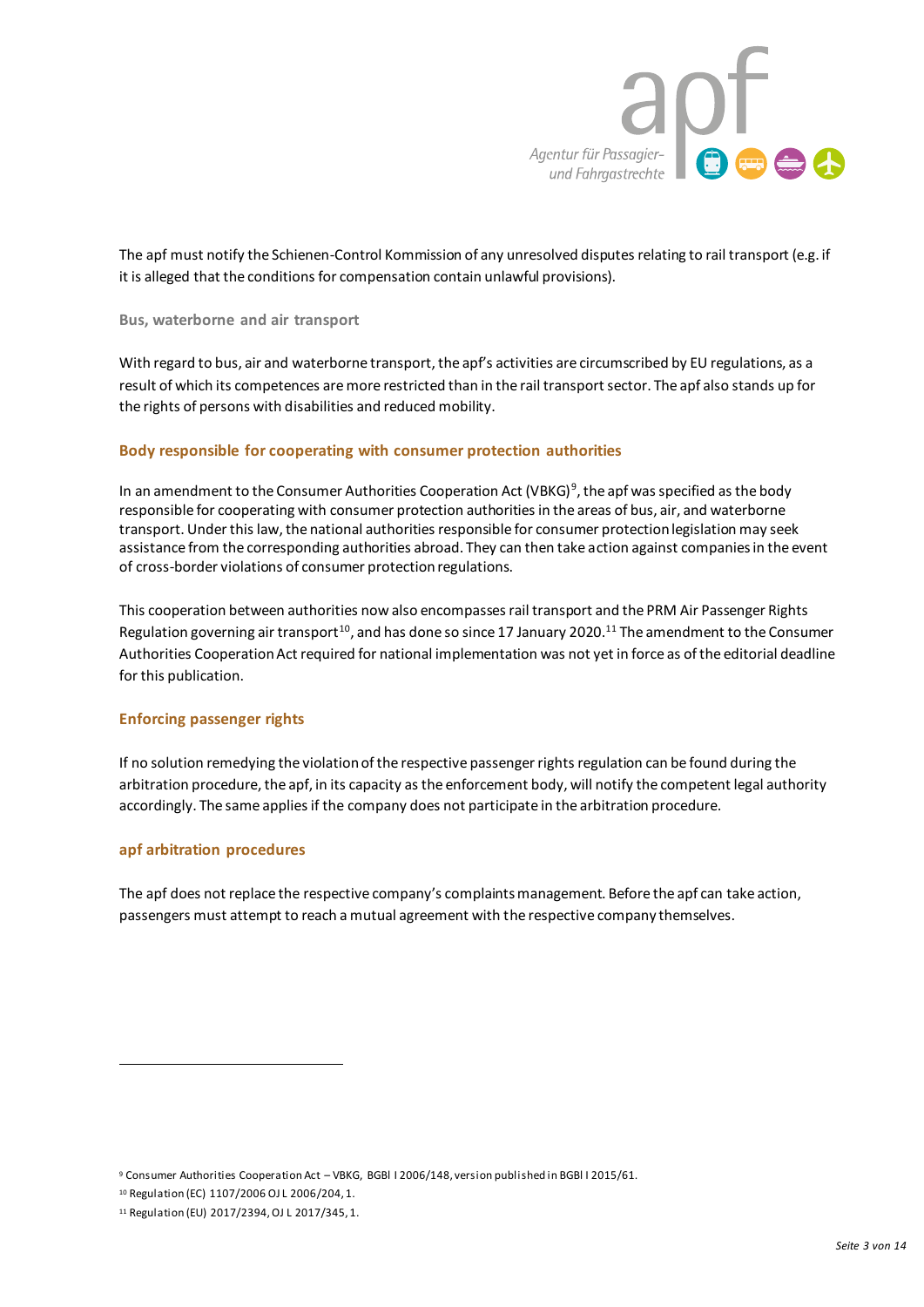The apf must notify the Schienen-Control Kommission of any unresolved disputes relating to rail transport (e.g. if it is alleged that the conditions for compensation contain unlawful provisions).

### Bus, waterborne and air transport

With regard to bus, air and waterborne transport, the apf's activities are circumscribed by EU regulations, as a result of which its competences are more restricted than in the rail transport sector. The apf also stands up for the rights of persons with disabilities and reduced mobility.

## Body responsible for cooperating with consumer protection authorities

In an amendment to the Consumer Authorities Cooperation Act (VBKG)[9], the apf was specified as the body responsible for cooperating with consumer protection authorities in the areas of bus, air, and waterborne transport. Under this law, the national authorities responsible for consumer protection legislation may seek assistance from the corresponding authorities abroad. They can then take action against companies in the event of cross-border violations of consumer protection regulations.

This cooperation between authorities now also encompasses rail transport and the PRM Air Passenger Rights Regulation governing air transport[10], and has done so since 17 January 2020.[11] The amendment to the Consumer Authorities Cooperation Act required for national implementation was not yet in force as of the editorial deadline for this publication.

## Enforcing passenger rights

If no solution remedying the violation of the respective passenger rights regulation can be found during the arbitration procedure, the apf, in its capacity as the enforcement body, will notify the competent legal authority accordingly. The same applies if the company does not participate in the arbitration procedure.

## apf arbitration procedures

The apf does not replace the respective company's complaints management. Before the apf can take action, passengers must attempt to reach a mutual agreement with the respective company themselves.

---

[9] Consumer Authorities Cooperation Act – VBKG, BGBl I 2006/148, version published in BGBl I 2015/61.

[10] Regulation (EC) 1107/2006 OJ L 2006/204, 1.

[11] Regulation (EU) 2017/2394, OJ L 2017/345, 1.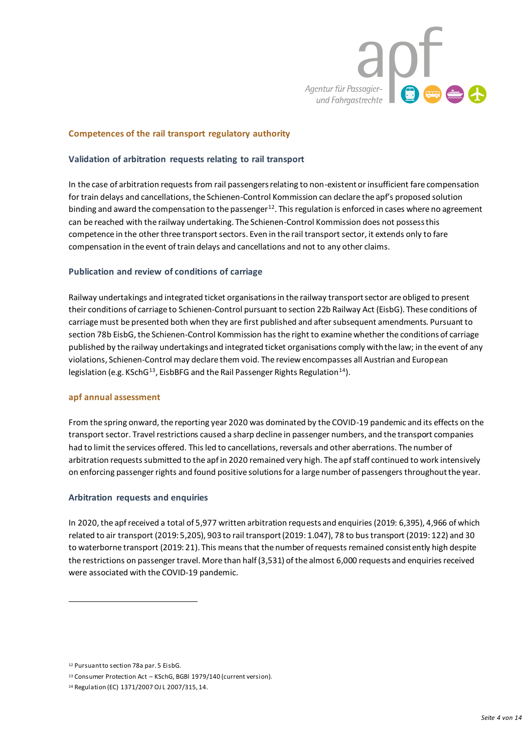## Competences of the rail transport regulatory authority

### Validation of arbitration requests relating to rail transport

In the case of arbitration requests from rail passengers relating to non-existent or insufficient fare compensation for train delays and cancellations, the Schienen-Control Kommission can declare the apf's proposed solution binding and award the compensation to the passenger[12]. This regulation is enforced in cases where no agreement can be reached with the railway undertaking. The Schienen-Control Kommission does not possess this competence in the other three transport sectors. Even in the rail transport sector, it extends only to fare compensation in the event of train delays and cancellations and not to any other claims.

### Publication and review of conditions of carriage

Railway undertakings and integrated ticket organisations in the railway transport sector are obliged to present their conditions of carriage to Schienen-Control pursuant to section 22b Railway Act (EisbG). These conditions of carriage must be presented both when they are first published and after subsequent amendments. Pursuant to section 78b EisbG, the Schienen-Control Kommission has the right to examine whether the conditions of carriage published by the railway undertakings and integrated ticket organisations comply with the law; in the event of any violations, Schienen-Control may declare them void. The review encompasses all Austrian and European legislation (e.g. KSchG[13], EisbBFG and the Rail Passenger Rights Regulation[14]).

## apf annual assessment

From the spring onward, the reporting year 2020 was dominated by the COVID-19 pandemic and its effects on the transport sector. Travel restrictions caused a sharp decline in passenger numbers, and the transport companies had to limit the services offered. This led to cancellations, reversals and other aberrations. The number of arbitration requests submitted to the apf in 2020 remained very high. The apf staff continued to work intensively on enforcing passenger rights and found positive solutions for a large number of passengers throughout the year.

### Arbitration requests and enquiries

In 2020, the apf received a total of 5,977 written arbitration requests and enquiries (2019: 6,395), 4,966 of which related to air transport (2019: 5,205), 903 to rail transport (2019: 1.047), 78 to bus transport (2019: 122) and 30 to waterborne transport (2019: 21). This means that the number of requests remained consistently high despite the restrictions on passenger travel. More than half (3,531) of the almost 6,000 requests and enquiries received were associated with the COVID-19 pandemic.

---

[12] Pursuant to section 78a par. 5 EisbG.

[13] Consumer Protection Act – KSchG, BGBl 1979/140 (current version).

[14] Regulation (EC) 1371/2007 OJ L 2007/315, 14.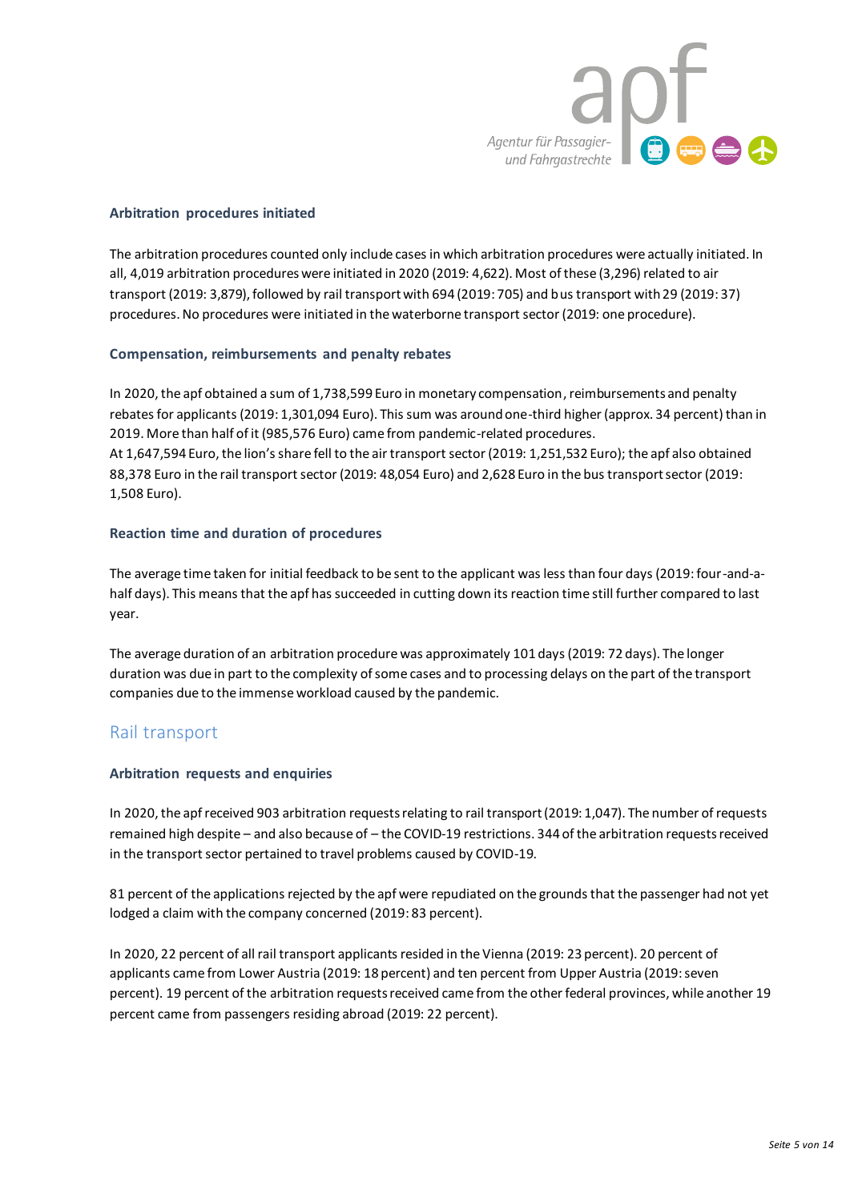### Arbitration procedures initiated

The arbitration procedures counted only include cases in which arbitration procedures were actually initiated. In all, 4,019 arbitration procedures were initiated in 2020 (2019: 4,622). Most of these (3,296) related to air transport (2019: 3,879), followed by rail transport with 694 (2019: 705) and bus transport with 29 (2019: 37) procedures. No procedures were initiated in the waterborne transport sector (2019: one procedure).

### Compensation, reimbursements and penalty rebates

In 2020, the apf obtained a sum of 1,738,599 Euro in monetary compensation, reimbursements and penalty rebates for applicants (2019: 1,301,094 Euro). This sum was around one-third higher (approx. 34 percent) than in 2019. More than half of it (985,576 Euro) came from pandemic-related procedures.
At 1,647,594 Euro, the lion's share fell to the air transport sector (2019: 1,251,532 Euro); the apf also obtained 88,378 Euro in the rail transport sector (2019: 48,054 Euro) and 2,628 Euro in the bus transport sector (2019: 1,508 Euro).

### Reaction time and duration of procedures

The average time taken for initial feedback to be sent to the applicant was less than four days (2019: four-and-a-half days). This means that the apf has succeeded in cutting down its reaction time still further compared to last year.

The average duration of an arbitration procedure was approximately 101 days (2019: 72 days). The longer duration was due in part to the complexity of some cases and to processing delays on the part of the transport companies due to the immense workload caused by the pandemic.

## Rail transport

### Arbitration requests and enquiries

In 2020, the apf received 903 arbitration requests relating to rail transport (2019: 1,047). The number of requests remained high despite – and also because of – the COVID-19 restrictions. 344 of the arbitration requests received in the transport sector pertained to travel problems caused by COVID-19.

81 percent of the applications rejected by the apf were repudiated on the grounds that the passenger had not yet lodged a claim with the company concerned (2019: 83 percent).

In 2020, 22 percent of all rail transport applicants resided in the Vienna (2019: 23 percent). 20 percent of applicants came from Lower Austria (2019: 18 percent) and ten percent from Upper Austria (2019: seven percent). 19 percent of the arbitration requests received came from the other federal provinces, while another 19 percent came from passengers residing abroad (2019: 22 percent).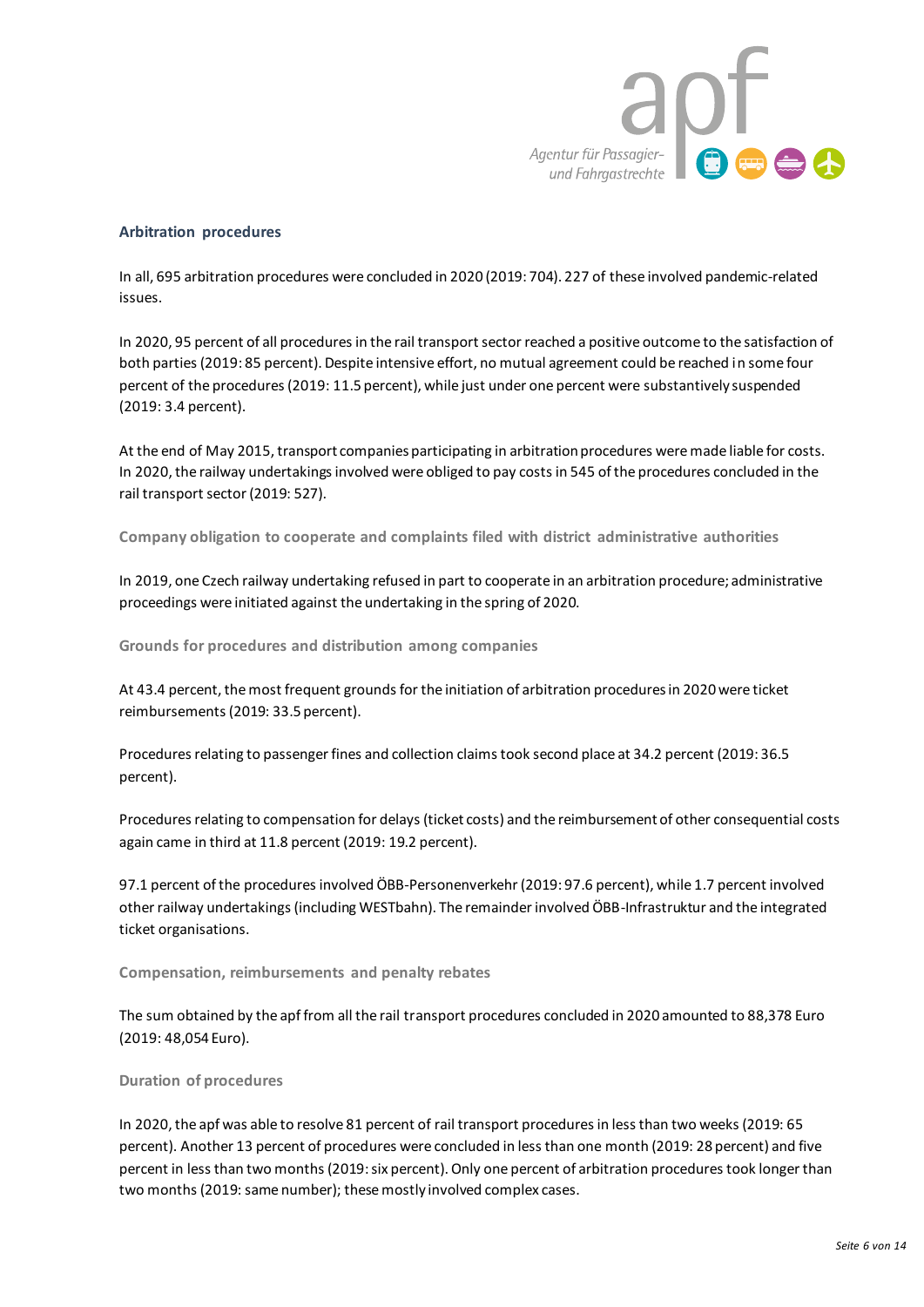## Arbitration procedures

In all, 695 arbitration procedures were concluded in 2020 (2019: 704). 227 of these involved pandemic-related issues.

In 2020, 95 percent of all procedures in the rail transport sector reached a positive outcome to the satisfaction of both parties (2019: 85 percent). Despite intensive effort, no mutual agreement could be reached in some four percent of the procedures (2019: 11.5 percent), while just under one percent were substantively suspended (2019: 3.4 percent).

At the end of May 2015, transport companies participating in arbitration procedures were made liable for costs. In 2020, the railway undertakings involved were obliged to pay costs in 545 of the procedures concluded in the rail transport sector (2019: 527).

### Company obligation to cooperate and complaints filed with district administrative authorities

In 2019, one Czech railway undertaking refused in part to cooperate in an arbitration procedure; administrative proceedings were initiated against the undertaking in the spring of 2020.

### Grounds for procedures and distribution among companies

At 43.4 percent, the most frequent grounds for the initiation of arbitration procedures in 2020 were ticket reimbursements (2019: 33.5 percent).

Procedures relating to passenger fines and collection claims took second place at 34.2 percent (2019: 36.5 percent).

Procedures relating to compensation for delays (ticket costs) and the reimbursement of other consequential costs again came in third at 11.8 percent (2019: 19.2 percent).

97.1 percent of the procedures involved ÖBB-Personenverkehr (2019: 97.6 percent), while 1.7 percent involved other railway undertakings (including WESTbahn). The remainder involved ÖBB-Infrastruktur and the integrated ticket organisations.

### Compensation, reimbursements and penalty rebates

The sum obtained by the apf from all the rail transport procedures concluded in 2020 amounted to 88,378 Euro (2019: 48,054 Euro).

### Duration of procedures

In 2020, the apf was able to resolve 81 percent of rail transport procedures in less than two weeks (2019: 65 percent). Another 13 percent of procedures were concluded in less than one month (2019: 28 percent) and five percent in less than two months (2019: six percent). Only one percent of arbitration procedures took longer than two months (2019: same number); these mostly involved complex cases.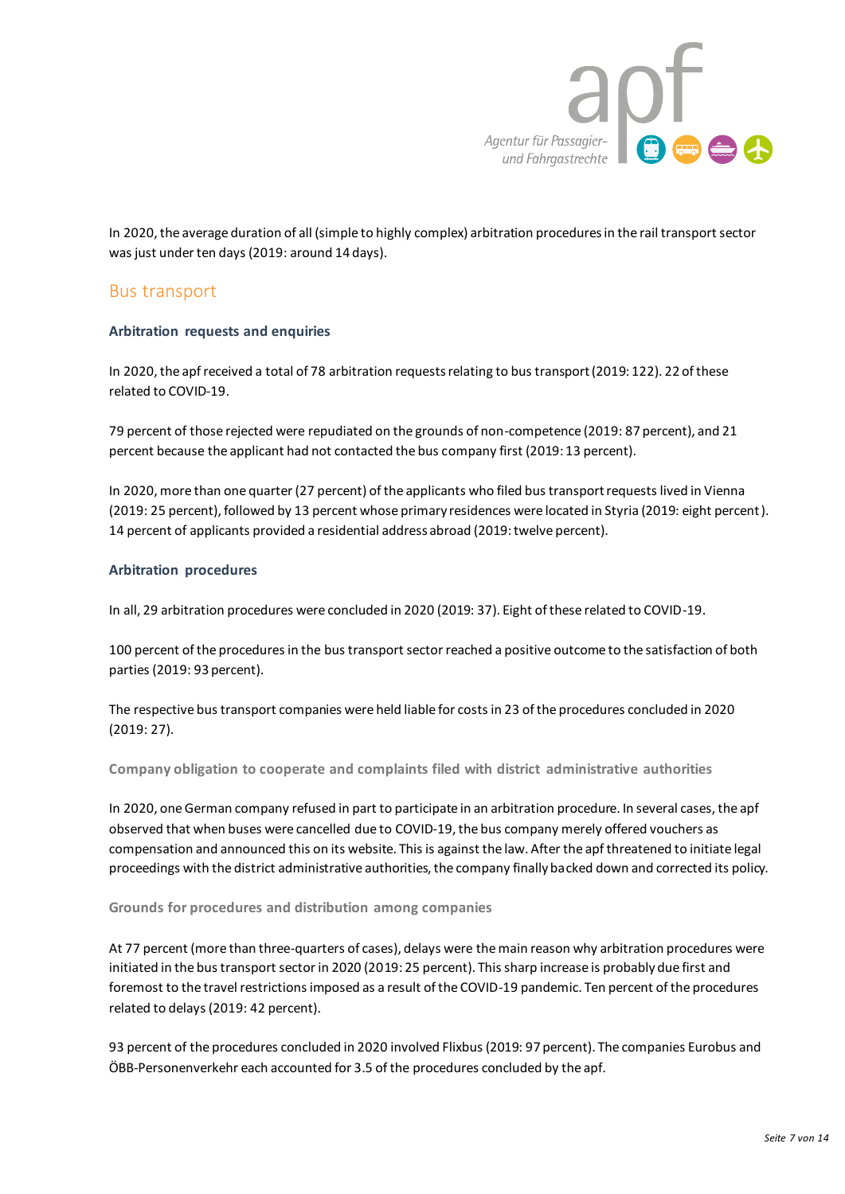In 2020, the average duration of all (simple to highly complex) arbitration procedures in the rail transport sector was just under ten days (2019: around 14 days).

## Bus transport

### Arbitration requests and enquiries

In 2020, the apf received a total of 78 arbitration requests relating to bus transport (2019: 122). 22 of these related to COVID-19.

79 percent of those rejected were repudiated on the grounds of non-competence (2019: 87 percent), and 21 percent because the applicant had not contacted the bus company first (2019: 13 percent).

In 2020, more than one quarter (27 percent) of the applicants who filed bus transport requests lived in Vienna (2019: 25 percent), followed by 13 percent whose primary residences were located in Styria (2019: eight percent). 14 percent of applicants provided a residential address abroad (2019: twelve percent).

### Arbitration procedures

In all, 29 arbitration procedures were concluded in 2020 (2019: 37). Eight of these related to COVID-19.

100 percent of the procedures in the bus transport sector reached a positive outcome to the satisfaction of both parties (2019: 93 percent).

The respective bus transport companies were held liable for costs in 23 of the procedures concluded in 2020 (2019: 27).

#### Company obligation to cooperate and complaints filed with district administrative authorities

In 2020, one German company refused in part to participate in an arbitration procedure. In several cases, the apf observed that when buses were cancelled due to COVID-19, the bus company merely offered vouchers as compensation and announced this on its website. This is against the law. After the apf threatened to initiate legal proceedings with the district administrative authorities, the company finally backed down and corrected its policy.

#### Grounds for procedures and distribution among companies

At 77 percent (more than three-quarters of cases), delays were the main reason why arbitration procedures were initiated in the bus transport sector in 2020 (2019: 25 percent). This sharp increase is probably due first and foremost to the travel restrictions imposed as a result of the COVID-19 pandemic. Ten percent of the procedures related to delays (2019: 42 percent).

93 percent of the procedures concluded in 2020 involved Flixbus (2019: 97 percent). The companies Eurobus and ÖBB-Personenverkehr each accounted for 3.5 of the procedures concluded by the apf.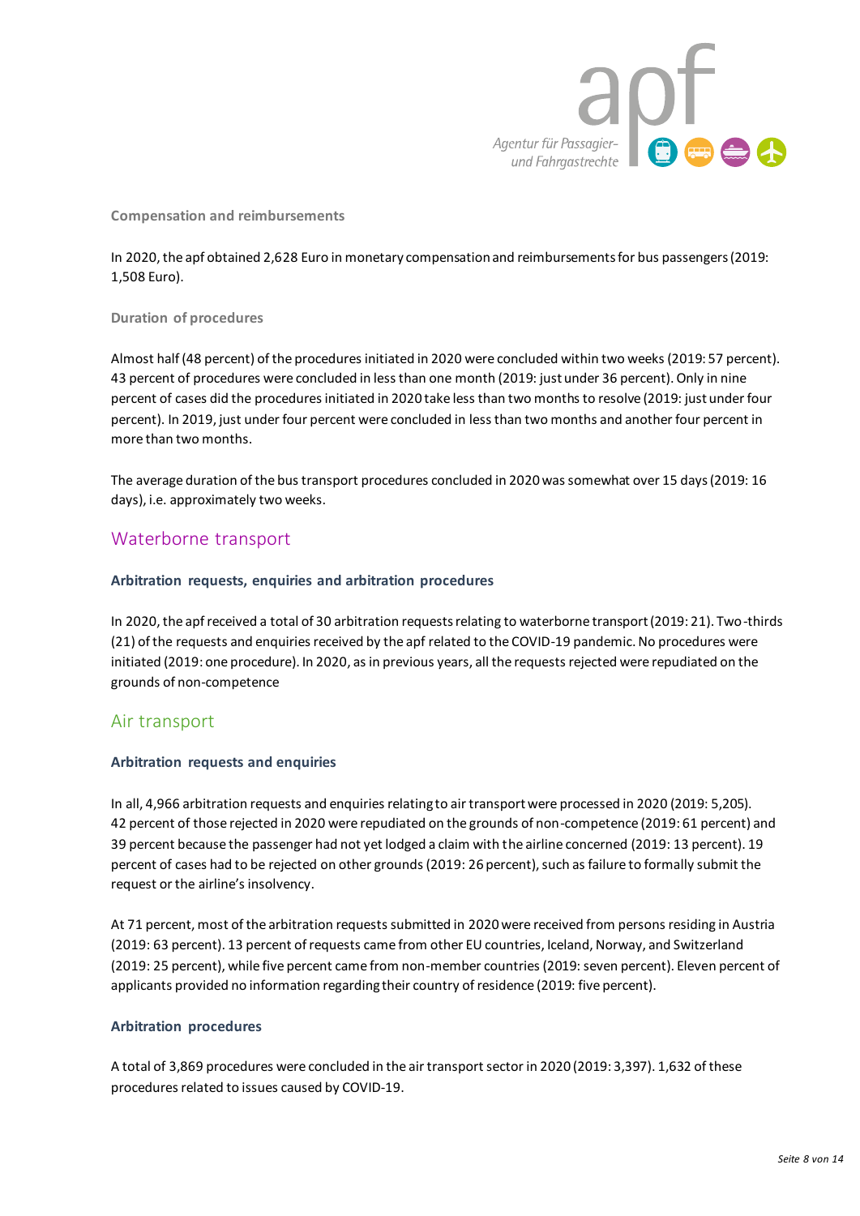### Compensation and reimbursements

In 2020, the apf obtained 2,628 Euro in monetary compensation and reimbursements for bus passengers (2019: 1,508 Euro).

### Duration of procedures

Almost half (48 percent) of the procedures initiated in 2020 were concluded within two weeks (2019: 57 percent). 43 percent of procedures were concluded in less than one month (2019: just under 36 percent). Only in nine percent of cases did the procedures initiated in 2020 take less than two months to resolve (2019: just under four percent). In 2019, just under four percent were concluded in less than two months and another four percent in more than two months.

The average duration of the bus transport procedures concluded in 2020 was somewhat over 15 days (2019: 16 days), i.e. approximately two weeks.

## Waterborne transport

### Arbitration requests, enquiries and arbitration procedures

In 2020, the apf received a total of 30 arbitration requests relating to waterborne transport (2019: 21). Two-thirds (21) of the requests and enquiries received by the apf related to the COVID-19 pandemic. No procedures were initiated (2019: one procedure). In 2020, as in previous years, all the requests rejected were repudiated on the grounds of non-competence

## Air transport

### Arbitration requests and enquiries

In all, 4,966 arbitration requests and enquiries relating to air transport were processed in 2020 (2019: 5,205). 42 percent of those rejected in 2020 were repudiated on the grounds of non-competence (2019: 61 percent) and 39 percent because the passenger had not yet lodged a claim with the airline concerned (2019: 13 percent). 19 percent of cases had to be rejected on other grounds (2019: 26 percent), such as failure to formally submit the request or the airline's insolvency.

At 71 percent, most of the arbitration requests submitted in 2020 were received from persons residing in Austria (2019: 63 percent). 13 percent of requests came from other EU countries, Iceland, Norway, and Switzerland (2019: 25 percent), while five percent came from non-member countries (2019: seven percent). Eleven percent of applicants provided no information regarding their country of residence (2019: five percent).

### Arbitration procedures

A total of 3,869 procedures were concluded in the air transport sector in 2020 (2019: 3,397). 1,632 of these procedures related to issues caused by COVID-19.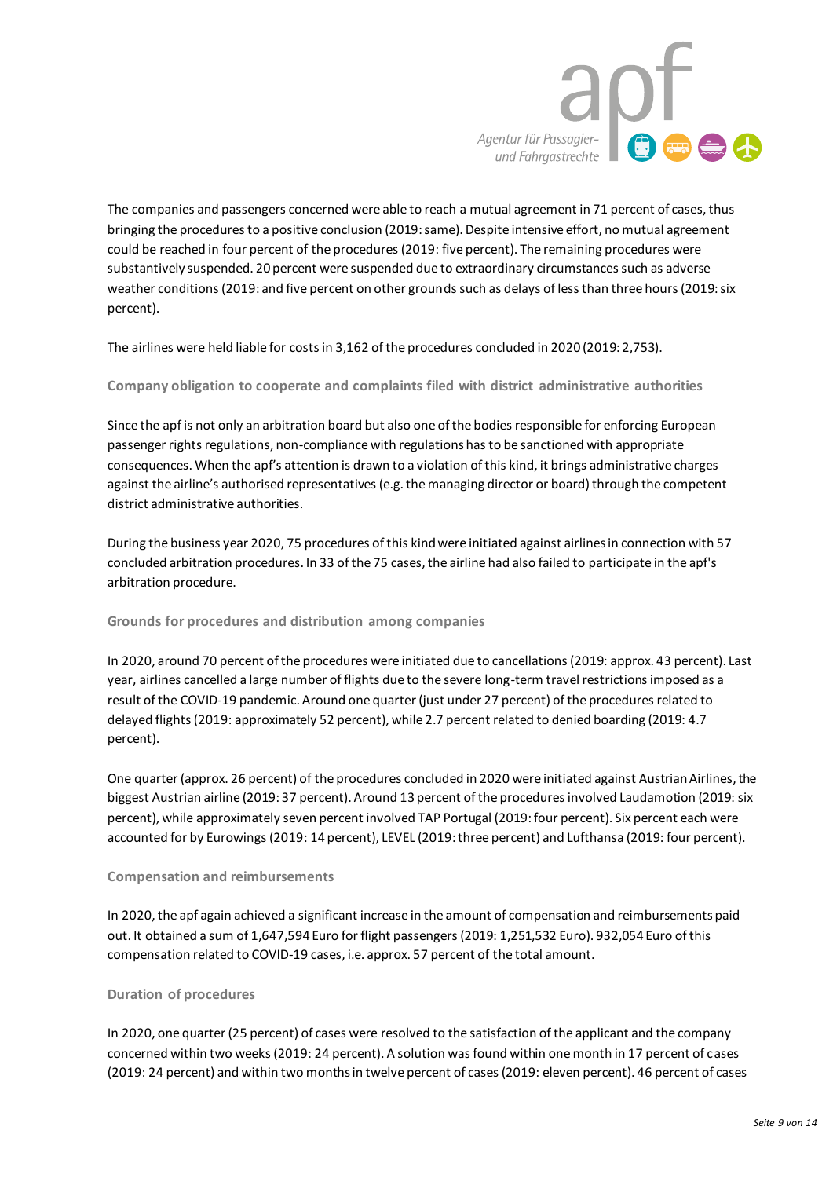The companies and passengers concerned were able to reach a mutual agreement in 71 percent of cases, thus bringing the procedures to a positive conclusion (2019: same). Despite intensive effort, no mutual agreement could be reached in four percent of the procedures (2019: five percent). The remaining procedures were substantively suspended. 20 percent were suspended due to extraordinary circumstances such as adverse weather conditions (2019: and five percent on other grounds such as delays of less than three hours (2019: six percent).

The airlines were held liable for costs in 3,162 of the procedures concluded in 2020 (2019: 2,753).

### Company obligation to cooperate and complaints filed with district administrative authorities

Since the apf is not only an arbitration board but also one of the bodies responsible for enforcing European passenger rights regulations, non-compliance with regulations has to be sanctioned with appropriate consequences. When the apf's attention is drawn to a violation of this kind, it brings administrative charges against the airline's authorised representatives (e.g. the managing director or board) through the competent district administrative authorities.

During the business year 2020, 75 procedures of this kind were initiated against airlines in connection with 57 concluded arbitration procedures. In 33 of the 75 cases, the airline had also failed to participate in the apf's arbitration procedure.

### Grounds for procedures and distribution among companies

In 2020, around 70 percent of the procedures were initiated due to cancellations (2019: approx. 43 percent). Last year, airlines cancelled a large number of flights due to the severe long-term travel restrictions imposed as a result of the COVID-19 pandemic. Around one quarter (just under 27 percent) of the procedures related to delayed flights (2019: approximately 52 percent), while 2.7 percent related to denied boarding (2019: 4.7 percent).

One quarter (approx. 26 percent) of the procedures concluded in 2020 were initiated against Austrian Airlines, the biggest Austrian airline (2019: 37 percent). Around 13 percent of the procedures involved Laudamotion (2019: six percent), while approximately seven percent involved TAP Portugal (2019: four percent). Six percent each were accounted for by Eurowings (2019: 14 percent), LEVEL (2019: three percent) and Lufthansa (2019: four percent).

### Compensation and reimbursements

In 2020, the apf again achieved a significant increase in the amount of compensation and reimbursements paid out. It obtained a sum of 1,647,594 Euro for flight passengers (2019: 1,251,532 Euro). 932,054 Euro of this compensation related to COVID-19 cases, i.e. approx. 57 percent of the total amount.

### Duration of procedures

In 2020, one quarter (25 percent) of cases were resolved to the satisfaction of the applicant and the company concerned within two weeks (2019: 24 percent). A solution was found within one month in 17 percent of cases (2019: 24 percent) and within two months in twelve percent of cases (2019: eleven percent). 46 percent of cases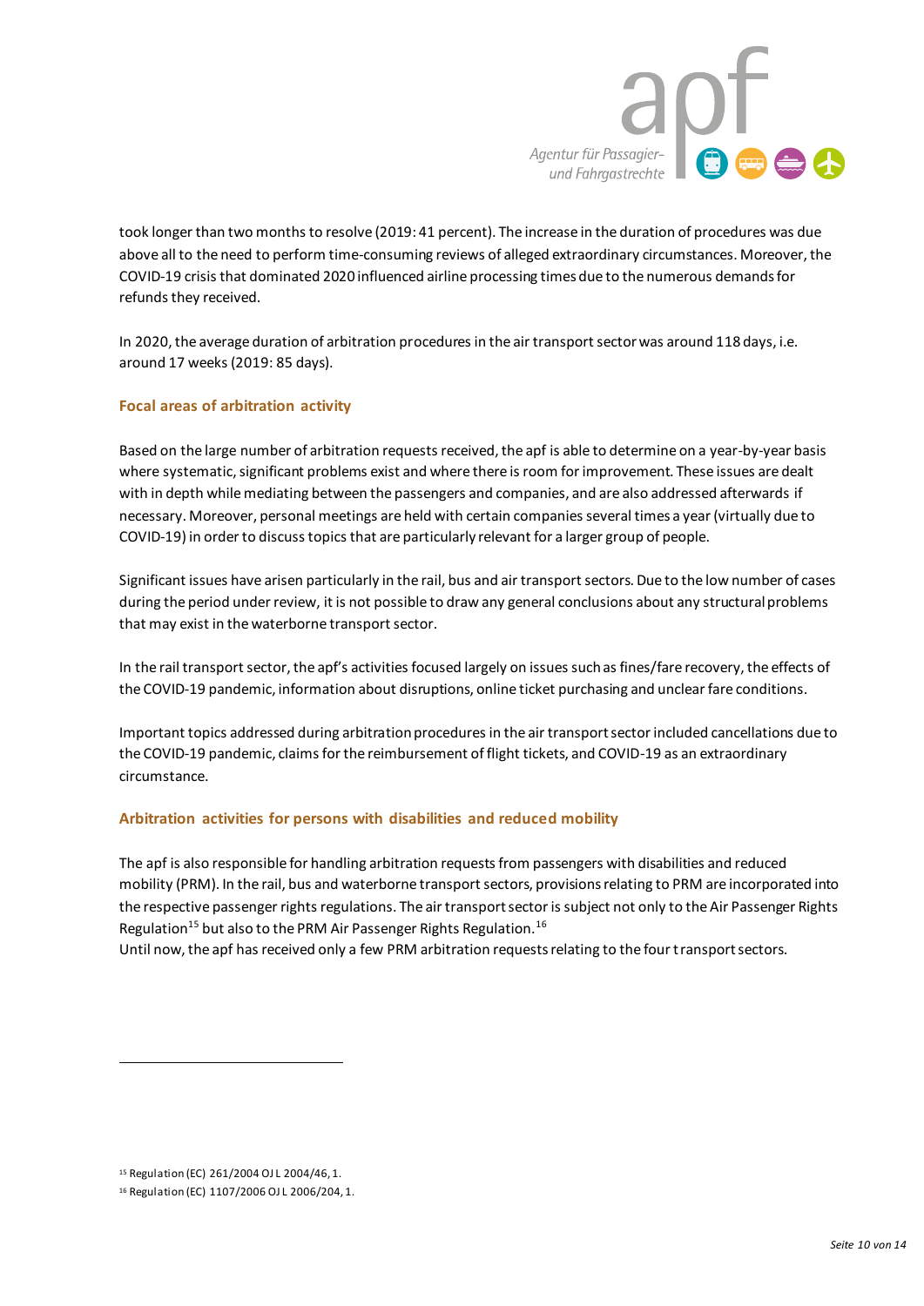took longer than two months to resolve (2019: 41 percent). The increase in the duration of procedures was due above all to the need to perform time-consuming reviews of alleged extraordinary circumstances. Moreover, the COVID-19 crisis that dominated 2020 influenced airline processing times due to the numerous demands for refunds they received.

In 2020, the average duration of arbitration procedures in the air transport sector was around 118 days, i.e. around 17 weeks (2019: 85 days).

### Focal areas of arbitration activity

Based on the large number of arbitration requests received, the apf is able to determine on a year-by-year basis where systematic, significant problems exist and where there is room for improvement. These issues are dealt with in depth while mediating between the passengers and companies, and are also addressed afterwards if necessary. Moreover, personal meetings are held with certain companies several times a year (virtually due to COVID-19) in order to discuss topics that are particularly relevant for a larger group of people.

Significant issues have arisen particularly in the rail, bus and air transport sectors. Due to the low number of cases during the period under review, it is not possible to draw any general conclusions about any structural problems that may exist in the waterborne transport sector.

In the rail transport sector, the apf's activities focused largely on issues such as fines/fare recovery, the effects of the COVID-19 pandemic, information about disruptions, online ticket purchasing and unclear fare conditions.

Important topics addressed during arbitration procedures in the air transport sector included cancellations due to the COVID-19 pandemic, claims for the reimbursement of flight tickets, and COVID-19 as an extraordinary circumstance.

### Arbitration activities for persons with disabilities and reduced mobility

The apf is also responsible for handling arbitration requests from passengers with disabilities and reduced mobility (PRM). In the rail, bus and waterborne transport sectors, provisions relating to PRM are incorporated into the respective passenger rights regulations. The air transport sector is subject not only to the Air Passenger Rights Regulation[15] but also to the PRM Air Passenger Rights Regulation.[16]
Until now, the apf has received only a few PRM arbitration requests relating to the four transport sectors.

[15] Regulation (EC) 261/2004 OJ L 2004/46, 1.

[16] Regulation (EC) 1107/2006 OJ L 2006/204, 1.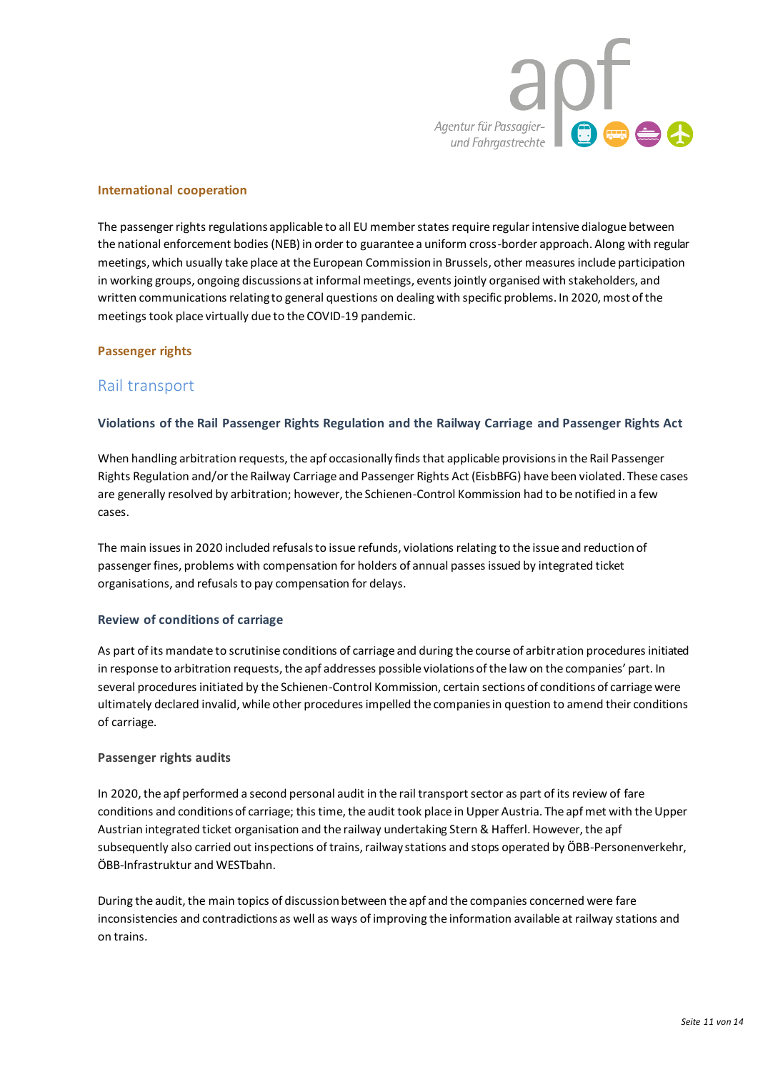## International cooperation

The passenger rights regulations applicable to all EU member states require regular intensive dialogue between the national enforcement bodies (NEB) in order to guarantee a uniform cross-border approach. Along with regular meetings, which usually take place at the European Commission in Brussels, other measures include participation in working groups, ongoing discussions at informal meetings, events jointly organised with stakeholders, and written communications relating to general questions on dealing with specific problems. In 2020, most of the meetings took place virtually due to the COVID-19 pandemic.

## Passenger rights

# Rail transport

### Violations of the Rail Passenger Rights Regulation and the Railway Carriage and Passenger Rights Act

When handling arbitration requests, the apf occasionally finds that applicable provisions in the Rail Passenger Rights Regulation and/or the Railway Carriage and Passenger Rights Act (EisbBFG) have been violated. These cases are generally resolved by arbitration; however, the Schienen-Control Kommission had to be notified in a few cases.

The main issues in 2020 included refusals to issue refunds, violations relating to the issue and reduction of passenger fines, problems with compensation for holders of annual passes issued by integrated ticket organisations, and refusals to pay compensation for delays.

### Review of conditions of carriage

As part of its mandate to scrutinise conditions of carriage and during the course of arbitration procedures initiated in response to arbitration requests, the apf addresses possible violations of the law on the companies' part. In several procedures initiated by the Schienen-Control Kommission, certain sections of conditions of carriage were ultimately declared invalid, while other procedures impelled the companies in question to amend their conditions of carriage.

### Passenger rights audits

In 2020, the apf performed a second personal audit in the rail transport sector as part of its review of fare conditions and conditions of carriage; this time, the audit took place in Upper Austria. The apf met with the Upper Austrian integrated ticket organisation and the railway undertaking Stern & Hafferl. However, the apf subsequently also carried out inspections of trains, railway stations and stops operated by ÖBB-Personenverkehr, ÖBB-Infrastruktur and WESTbahn.

During the audit, the main topics of discussion between the apf and the companies concerned were fare inconsistencies and contradictions as well as ways of improving the information available at railway stations and on trains.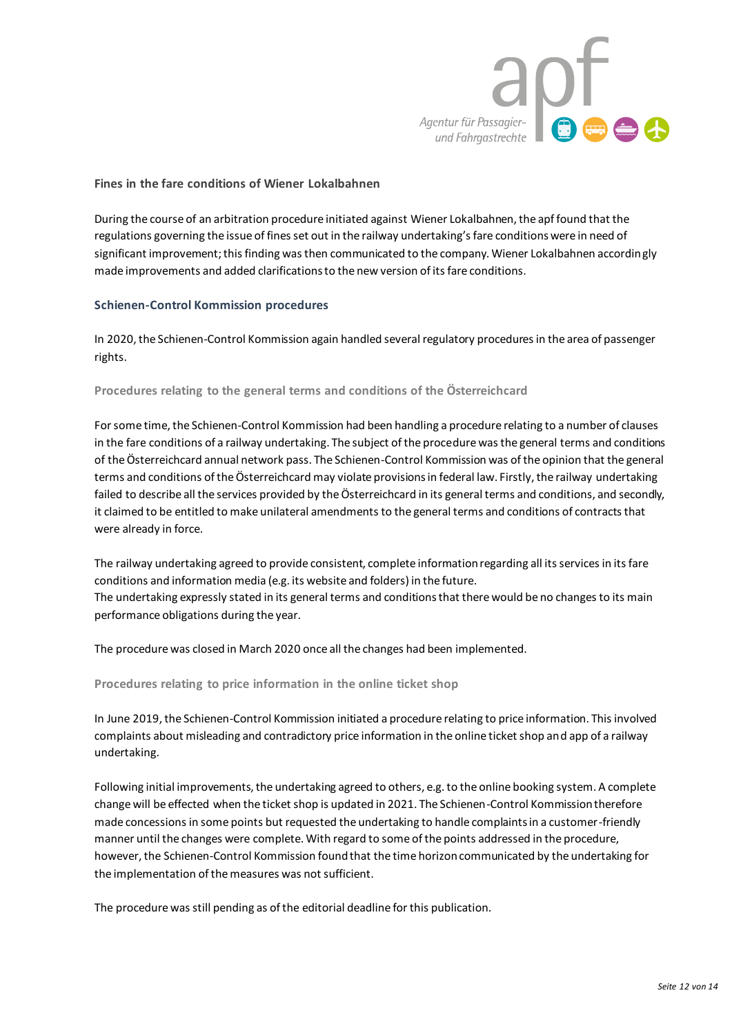### Fines in the fare conditions of Wiener Lokalbahnen

During the course of an arbitration procedure initiated against Wiener Lokalbahnen, the apf found that the regulations governing the issue of fines set out in the railway undertaking's fare conditions were in need of significant improvement; this finding was then communicated to the company. Wiener Lokalbahnen accordingly made improvements and added clarifications to the new version of its fare conditions.

## Schienen-Control Kommission procedures

In 2020, the Schienen-Control Kommission again handled several regulatory procedures in the area of passenger rights.

### Procedures relating to the general terms and conditions of the Österreichcard

For some time, the Schienen-Control Kommission had been handling a procedure relating to a number of clauses in the fare conditions of a railway undertaking. The subject of the procedure was the general terms and conditions of the Österreichcard annual network pass. The Schienen-Control Kommission was of the opinion that the general terms and conditions of the Österreichcard may violate provisions in federal law. Firstly, the railway undertaking failed to describe all the services provided by the Österreichcard in its general terms and conditions, and secondly, it claimed to be entitled to make unilateral amendments to the general terms and conditions of contracts that were already in force.

The railway undertaking agreed to provide consistent, complete information regarding all its services in its fare conditions and information media (e.g. its website and folders) in the future.
The undertaking expressly stated in its general terms and conditions that there would be no changes to its main performance obligations during the year.

The procedure was closed in March 2020 once all the changes had been implemented.

### Procedures relating to price information in the online ticket shop

In June 2019, the Schienen-Control Kommission initiated a procedure relating to price information. This involved complaints about misleading and contradictory price information in the online ticket shop and app of a railway undertaking.

Following initial improvements, the undertaking agreed to others, e.g. to the online booking system. A complete change will be effected when the ticket shop is updated in 2021. The Schienen-Control Kommission therefore made concessions in some points but requested the undertaking to handle complaints in a customer-friendly manner until the changes were complete. With regard to some of the points addressed in the procedure, however, the Schienen-Control Kommission found that the time horizon communicated by the undertaking for the implementation of the measures was not sufficient.

The procedure was still pending as of the editorial deadline for this publication.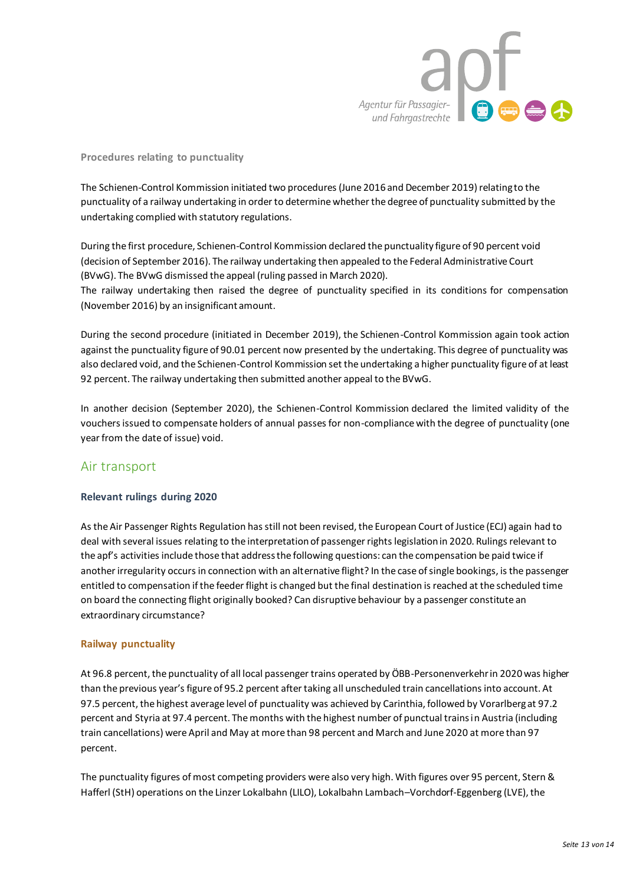### Procedures relating to punctuality

The Schienen-Control Kommission initiated two procedures (June 2016 and December 2019) relating to the punctuality of a railway undertaking in order to determine whether the degree of punctuality submitted by the undertaking complied with statutory regulations.

During the first procedure, Schienen-Control Kommission declared the punctuality figure of 90 percent void (decision of September 2016). The railway undertaking then appealed to the Federal Administrative Court (BVwG). The BVwG dismissed the appeal (ruling passed in March 2020).
The railway undertaking then raised the degree of punctuality specified in its conditions for compensation (November 2016) by an insignificant amount.

During the second procedure (initiated in December 2019), the Schienen-Control Kommission again took action against the punctuality figure of 90.01 percent now presented by the undertaking. This degree of punctuality was also declared void, and the Schienen-Control Kommission set the undertaking a higher punctuality figure of at least 92 percent. The railway undertaking then submitted another appeal to the BVwG.

In another decision (September 2020), the Schienen-Control Kommission declared the limited validity of the vouchers issued to compensate holders of annual passes for non-compliance with the degree of punctuality (one year from the date of issue) void.

## Air transport

### Relevant rulings during 2020

As the Air Passenger Rights Regulation has still not been revised, the European Court of Justice (ECJ) again had to deal with several issues relating to the interpretation of passenger rights legislation in 2020. Rulings relevant to the apf's activities include those that address the following questions: can the compensation be paid twice if another irregularity occurs in connection with an alternative flight? In the case of single bookings, is the passenger entitled to compensation if the feeder flight is changed but the final destination is reached at the scheduled time on board the connecting flight originally booked? Can disruptive behaviour by a passenger constitute an extraordinary circumstance?

### Railway punctuality

At 96.8 percent, the punctuality of all local passenger trains operated by ÖBB-Personenverkehr in 2020 was higher than the previous year's figure of 95.2 percent after taking all unscheduled train cancellations into account. At 97.5 percent, the highest average level of punctuality was achieved by Carinthia, followed by Vorarlberg at 97.2 percent and Styria at 97.4 percent. The months with the highest number of punctual trains in Austria (including train cancellations) were April and May at more than 98 percent and March and June 2020 at more than 97 percent.

The punctuality figures of most competing providers were also very high. With figures over 95 percent, Stern & Hafferl (StH) operations on the Linzer Lokalbahn (LILO), Lokalbahn Lambach–Vorchdorf-Eggenberg (LVE), the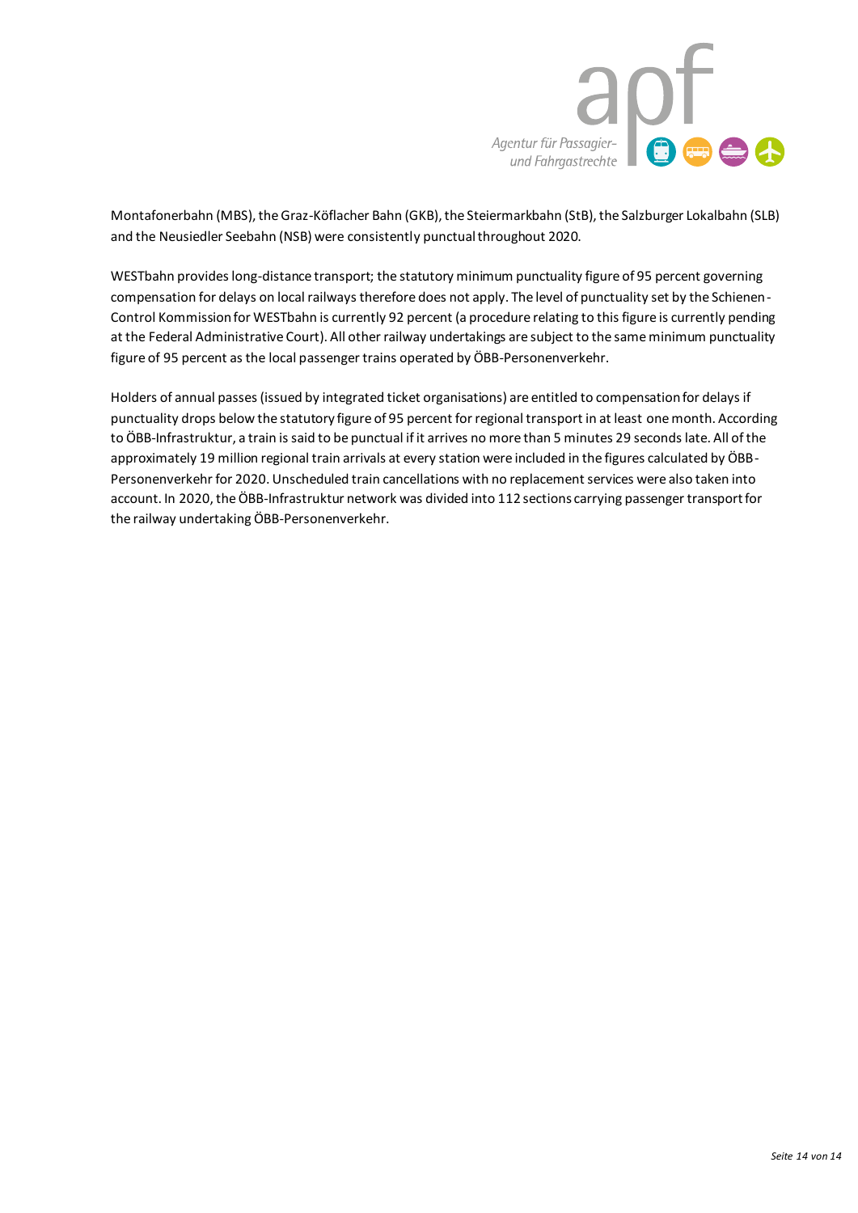Montafonerbahn (MBS), the Graz-Köflacher Bahn (GKB), the Steiermarkbahn (StB), the Salzburger Lokalbahn (SLB) and the Neusiedler Seebahn (NSB) were consistently punctual throughout 2020.

WESTbahn provides long-distance transport; the statutory minimum punctuality figure of 95 percent governing compensation for delays on local railways therefore does not apply. The level of punctuality set by the Schienen-Control Kommission for WESTbahn is currently 92 percent (a procedure relating to this figure is currently pending at the Federal Administrative Court). All other railway undertakings are subject to the same minimum punctuality figure of 95 percent as the local passenger trains operated by ÖBB-Personenverkehr.

Holders of annual passes (issued by integrated ticket organisations) are entitled to compensation for delays if punctuality drops below the statutory figure of 95 percent for regional transport in at least one month. According to ÖBB-Infrastruktur, a train is said to be punctual if it arrives no more than 5 minutes 29 seconds late. All of the approximately 19 million regional train arrivals at every station were included in the figures calculated by ÖBB-Personenverkehr for 2020. Unscheduled train cancellations with no replacement services were also taken into account. In 2020, the ÖBB-Infrastruktur network was divided into 112 sections carrying passenger transport for the railway undertaking ÖBB-Personenverkehr.